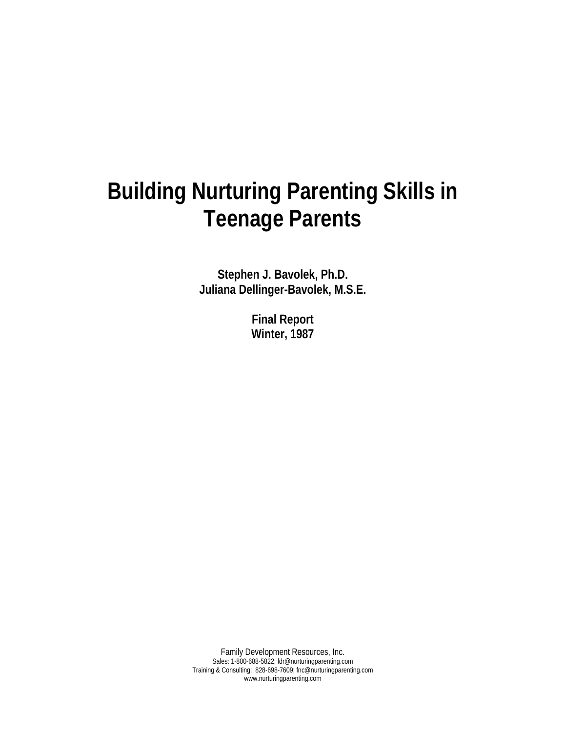# Building Nurturing Parenting Skills in Teenage Parents

**Stephen J. Bavolek, Ph.D.**
**Juliana Dellinger-Bavolek, M.S.E.**

**Final Report**
**Winter, 1987**

Family Development Resources, Inc.
Sales: 1-800-688-5822; fdr@nurturingparenting.com
Training & Consulting: 828-698-7609; fnc@nurturingparenting.com
www.nurturingparenting.com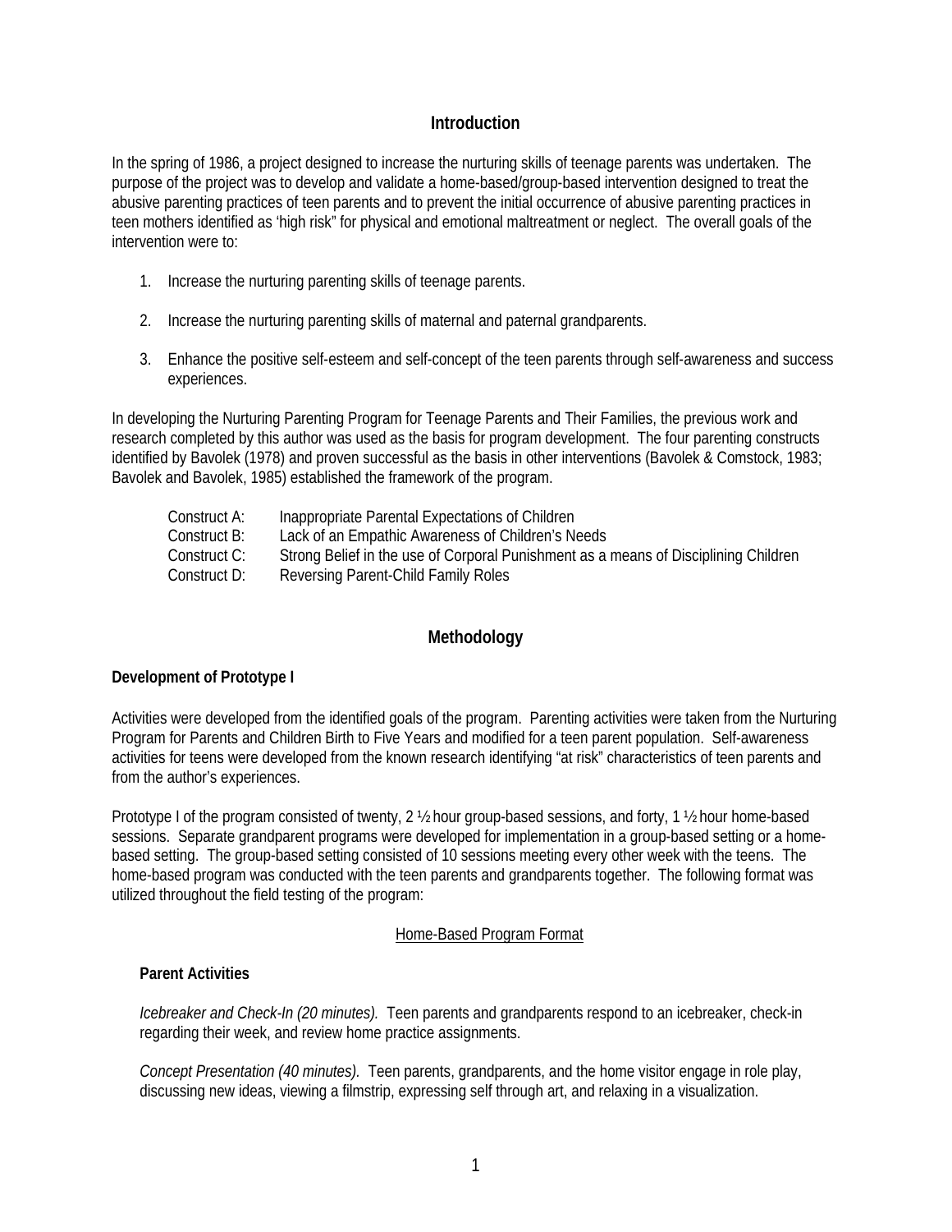## Introduction

In the spring of 1986, a project designed to increase the nurturing skills of teenage parents was undertaken. The purpose of the project was to develop and validate a home-based/group-based intervention designed to treat the abusive parenting practices of teen parents and to prevent the initial occurrence of abusive parenting practices in teen mothers identified as 'high risk" for physical and emotional maltreatment or neglect. The overall goals of the intervention were to:

1. Increase the nurturing parenting skills of teenage parents.
2. Increase the nurturing parenting skills of maternal and paternal grandparents.
3. Enhance the positive self-esteem and self-concept of the teen parents through self-awareness and success experiences.

In developing the Nurturing Parenting Program for Teenage Parents and Their Families, the previous work and research completed by this author was used as the basis for program development. The four parenting constructs identified by Bavolek (1978) and proven successful as the basis in other interventions (Bavolek & Comstock, 1983; Bavolek and Bavolek, 1985) established the framework of the program.

Construct A: Inappropriate Parental Expectations of Children
Construct B: Lack of an Empathic Awareness of Children's Needs
Construct C: Strong Belief in the use of Corporal Punishment as a means of Disciplining Children
Construct D: Reversing Parent-Child Family Roles

## Methodology

**Development of Prototype I**

Activities were developed from the identified goals of the program. Parenting activities were taken from the Nurturing Program for Parents and Children Birth to Five Years and modified for a teen parent population. Self-awareness activities for teens were developed from the known research identifying "at risk" characteristics of teen parents and from the author's experiences.

Prototype I of the program consisted of twenty, 2 ½ hour group-based sessions, and forty, 1 ½ hour home-based sessions. Separate grandparent programs were developed for implementation in a group-based setting or a home-based setting. The group-based setting consisted of 10 sessions meeting every other week with the teens. The home-based program was conducted with the teen parents and grandparents together. The following format was utilized throughout the field testing of the program:

<u>Home-Based Program Format</u>

**Parent Activities**

*Icebreaker and Check-In (20 minutes).* Teen parents and grandparents respond to an icebreaker, check-in regarding their week, and review home practice assignments.

*Concept Presentation (40 minutes).* Teen parents, grandparents, and the home visitor engage in role play, discussing new ideas, viewing a filmstrip, expressing self through art, and relaxing in a visualization.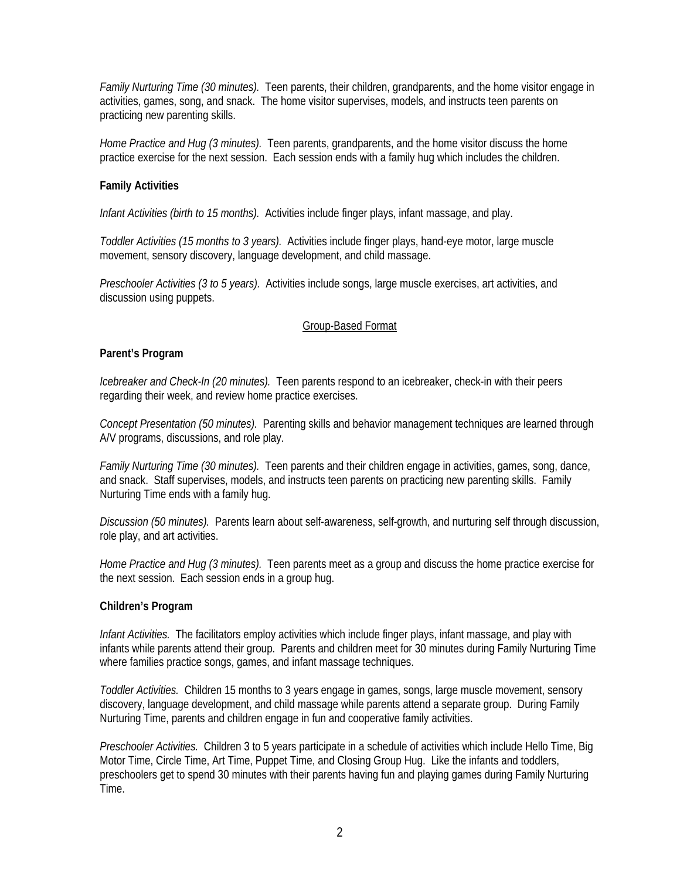*Family Nurturing Time (30 minutes).* Teen parents, their children, grandparents, and the home visitor engage in activities, games, song, and snack. The home visitor supervises, models, and instructs teen parents on practicing new parenting skills.

*Home Practice and Hug (3 minutes).* Teen parents, grandparents, and the home visitor discuss the home practice exercise for the next session. Each session ends with a family hug which includes the children.

**Family Activities**

*Infant Activities (birth to 15 months).* Activities include finger plays, infant massage, and play.

*Toddler Activities (15 months to 3 years).* Activities include finger plays, hand-eye motor, large muscle movement, sensory discovery, language development, and child massage.

*Preschooler Activities (3 to 5 years).* Activities include songs, large muscle exercises, art activities, and discussion using puppets.

<u>Group-Based Format</u>

**Parent's Program**

*Icebreaker and Check-In (20 minutes).* Teen parents respond to an icebreaker, check-in with their peers regarding their week, and review home practice exercises.

*Concept Presentation (50 minutes).* Parenting skills and behavior management techniques are learned through A/V programs, discussions, and role play.

*Family Nurturing Time (30 minutes).* Teen parents and their children engage in activities, games, song, dance, and snack. Staff supervises, models, and instructs teen parents on practicing new parenting skills. Family Nurturing Time ends with a family hug.

*Discussion (50 minutes).* Parents learn about self-awareness, self-growth, and nurturing self through discussion, role play, and art activities.

*Home Practice and Hug (3 minutes).* Teen parents meet as a group and discuss the home practice exercise for the next session. Each session ends in a group hug.

**Children's Program**

*Infant Activities.* The facilitators employ activities which include finger plays, infant massage, and play with infants while parents attend their group. Parents and children meet for 30 minutes during Family Nurturing Time where families practice songs, games, and infant massage techniques.

*Toddler Activities.* Children 15 months to 3 years engage in games, songs, large muscle movement, sensory discovery, language development, and child massage while parents attend a separate group. During Family Nurturing Time, parents and children engage in fun and cooperative family activities.

*Preschooler Activities.* Children 3 to 5 years participate in a schedule of activities which include Hello Time, Big Motor Time, Circle Time, Art Time, Puppet Time, and Closing Group Hug. Like the infants and toddlers, preschoolers get to spend 30 minutes with their parents having fun and playing games during Family Nurturing Time.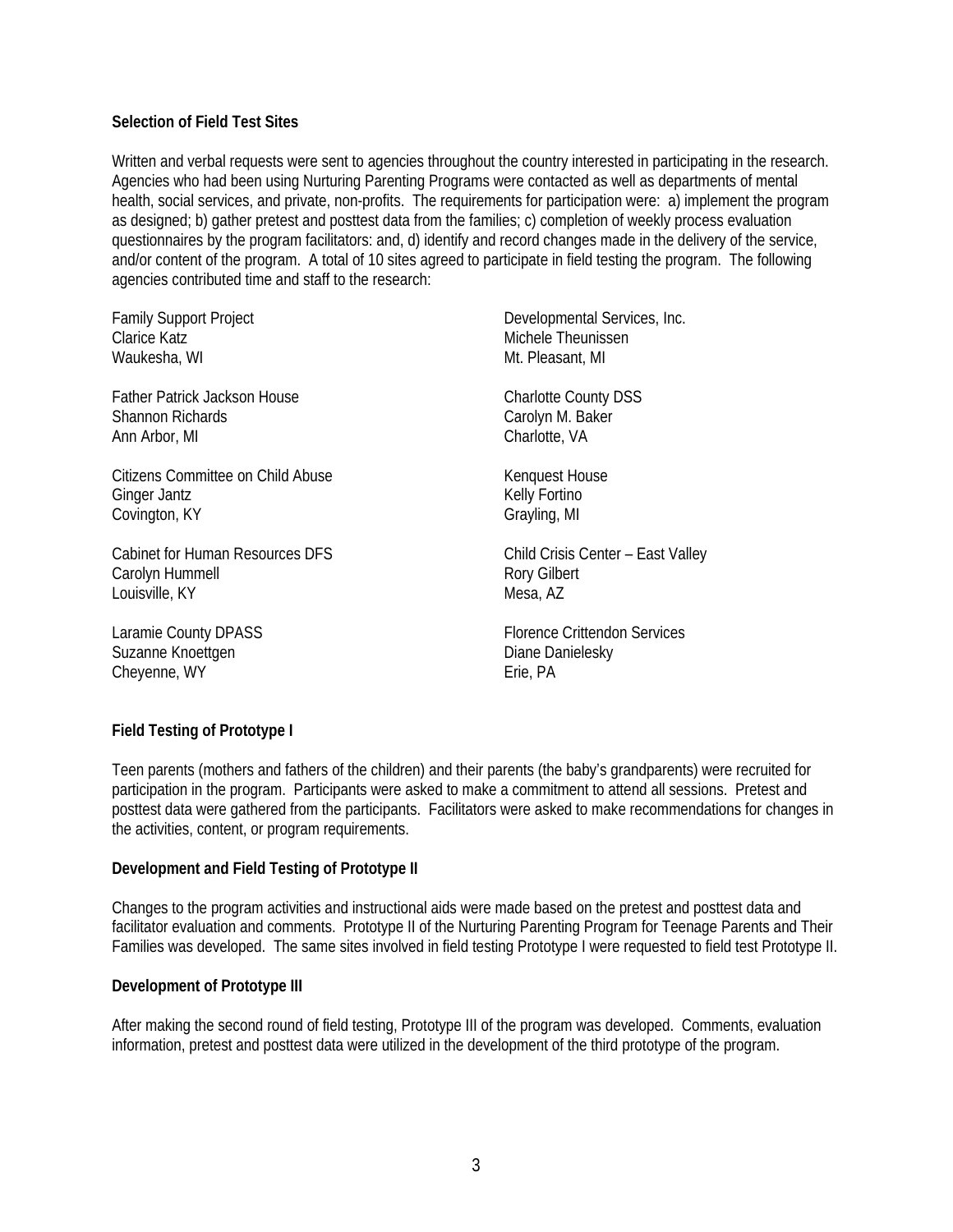**Selection of Field Test Sites**

Written and verbal requests were sent to agencies throughout the country interested in participating in the research. Agencies who had been using Nurturing Parenting Programs were contacted as well as departments of mental health, social services, and private, non-profits. The requirements for participation were: a) implement the program as designed; b) gather pretest and posttest data from the families; c) completion of weekly process evaluation questionnaires by the program facilitators: and, d) identify and record changes made in the delivery of the service, and/or content of the program. A total of 10 sites agreed to participate in field testing the program. The following agencies contributed time and staff to the research:

Family Support Project
Clarice Katz
Waukesha, WI

Father Patrick Jackson House
Shannon Richards
Ann Arbor, MI

Citizens Committee on Child Abuse
Ginger Jantz
Covington, KY

Cabinet for Human Resources DFS
Carolyn Hummell
Louisville, KY

Laramie County DPASS
Suzanne Knoettgen
Cheyenne, WY

Developmental Services, Inc.
Michele Theunissen
Mt. Pleasant, MI

Charlotte County DSS
Carolyn M. Baker
Charlotte, VA

Kenquest House
Kelly Fortino
Grayling, MI

Child Crisis Center – East Valley
Rory Gilbert
Mesa, AZ

Florence Crittendon Services
Diane Danielesky
Erie, PA

**Field Testing of Prototype I**

Teen parents (mothers and fathers of the children) and their parents (the baby's grandparents) were recruited for participation in the program. Participants were asked to make a commitment to attend all sessions. Pretest and posttest data were gathered from the participants. Facilitators were asked to make recommendations for changes in the activities, content, or program requirements.

**Development and Field Testing of Prototype II**

Changes to the program activities and instructional aids were made based on the pretest and posttest data and facilitator evaluation and comments. Prototype II of the Nurturing Parenting Program for Teenage Parents and Their Families was developed. The same sites involved in field testing Prototype I were requested to field test Prototype II.

**Development of Prototype III**

After making the second round of field testing, Prototype III of the program was developed. Comments, evaluation information, pretest and posttest data were utilized in the development of the third prototype of the program.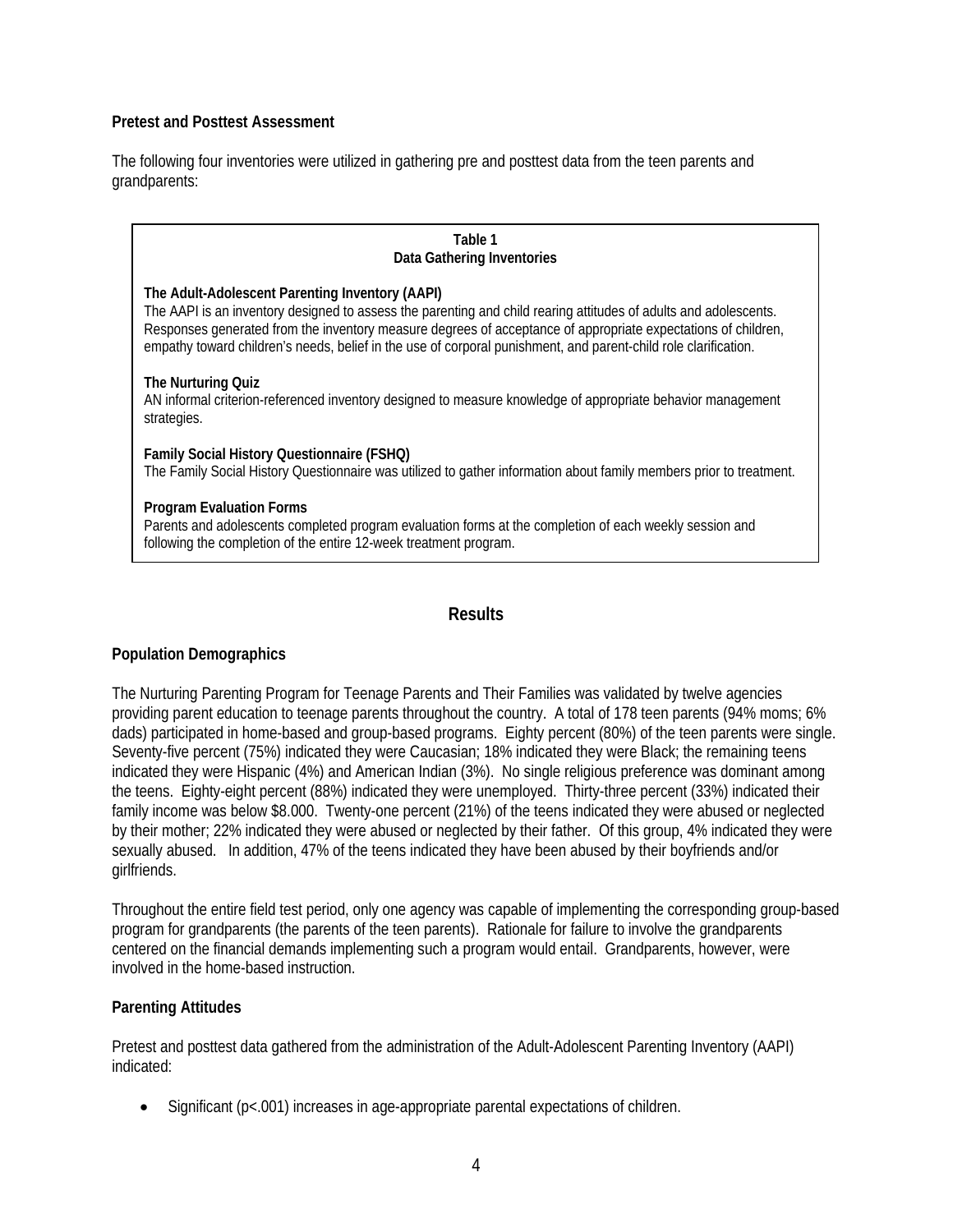### Pretest and Posttest Assessment

The following four inventories were utilized in gathering pre and posttest data from the teen parents and grandparents:

**Table 1**
**Data Gathering Inventories**

**The Adult-Adolescent Parenting Inventory (AAPI)**
The AAPI is an inventory designed to assess the parenting and child rearing attitudes of adults and adolescents. Responses generated from the inventory measure degrees of acceptance of appropriate expectations of children, empathy toward children's needs, belief in the use of corporal punishment, and parent-child role clarification.

**The Nurturing Quiz**
AN informal criterion-referenced inventory designed to measure knowledge of appropriate behavior management strategies.

**Family Social History Questionnaire (FSHQ)**
The Family Social History Questionnaire was utilized to gather information about family members prior to treatment.

**Program Evaluation Forms**
Parents and adolescents completed program evaluation forms at the completion of each weekly session and following the completion of the entire 12-week treatment program.

## Results

### Population Demographics

The Nurturing Parenting Program for Teenage Parents and Their Families was validated by twelve agencies providing parent education to teenage parents throughout the country. A total of 178 teen parents (94% moms; 6% dads) participated in home-based and group-based programs. Eighty percent (80%) of the teen parents were single. Seventy-five percent (75%) indicated they were Caucasian; 18% indicated they were Black; the remaining teens indicated they were Hispanic (4%) and American Indian (3%). No single religious preference was dominant among the teens. Eighty-eight percent (88%) indicated they were unemployed. Thirty-three percent (33%) indicated their family income was below $8.000. Twenty-one percent (21%) of the teens indicated they were abused or neglected by their mother; 22% indicated they were abused or neglected by their father. Of this group, 4% indicated they were sexually abused. In addition, 47% of the teens indicated they have been abused by their boyfriends and/or girlfriends.

Throughout the entire field test period, only one agency was capable of implementing the corresponding group-based program for grandparents (the parents of the teen parents). Rationale for failure to involve the grandparents centered on the financial demands implementing such a program would entail. Grandparents, however, were involved in the home-based instruction.

### Parenting Attitudes

Pretest and posttest data gathered from the administration of the Adult-Adolescent Parenting Inventory (AAPI) indicated:

- Significant ($p<.001$) increases in age-appropriate parental expectations of children.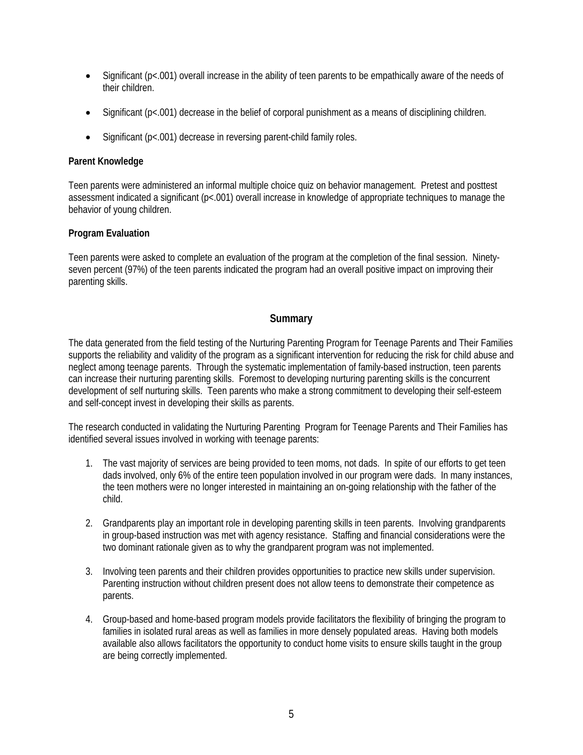- Significant ($p<.001$) overall increase in the ability of teen parents to be empathically aware of the needs of their children.
- Significant ($p<.001$) decrease in the belief of corporal punishment as a means of disciplining children.
- Significant ($p<.001$) decrease in reversing parent-child family roles.

**Parent Knowledge**

Teen parents were administered an informal multiple choice quiz on behavior management. Pretest and posttest assessment indicated a significant ($p<.001$) overall increase in knowledge of appropriate techniques to manage the behavior of young children.

**Program Evaluation**

Teen parents were asked to complete an evaluation of the program at the completion of the final session. Ninety-seven percent (97%) of the teen parents indicated the program had an overall positive impact on improving their parenting skills.

## Summary

The data generated from the field testing of the Nurturing Parenting Program for Teenage Parents and Their Families supports the reliability and validity of the program as a significant intervention for reducing the risk for child abuse and neglect among teenage parents. Through the systematic implementation of family-based instruction, teen parents can increase their nurturing parenting skills. Foremost to developing nurturing parenting skills is the concurrent development of self nurturing skills. Teen parents who make a strong commitment to developing their self-esteem and self-concept invest in developing their skills as parents.

The research conducted in validating the Nurturing Parenting Program for Teenage Parents and Their Families has identified several issues involved in working with teenage parents:

1. The vast majority of services are being provided to teen moms, not dads. In spite of our efforts to get teen dads involved, only 6% of the entire teen population involved in our program were dads. In many instances, the teen mothers were no longer interested in maintaining an on-going relationship with the father of the child.

2. Grandparents play an important role in developing parenting skills in teen parents. Involving grandparents in group-based instruction was met with agency resistance. Staffing and financial considerations were the two dominant rationale given as to why the grandparent program was not implemented.

3. Involving teen parents and their children provides opportunities to practice new skills under supervision. Parenting instruction without children present does not allow teens to demonstrate their competence as parents.

4. Group-based and home-based program models provide facilitators the flexibility of bringing the program to families in isolated rural areas as well as families in more densely populated areas. Having both models available also allows facilitators the opportunity to conduct home visits to ensure skills taught in the group are being correctly implemented.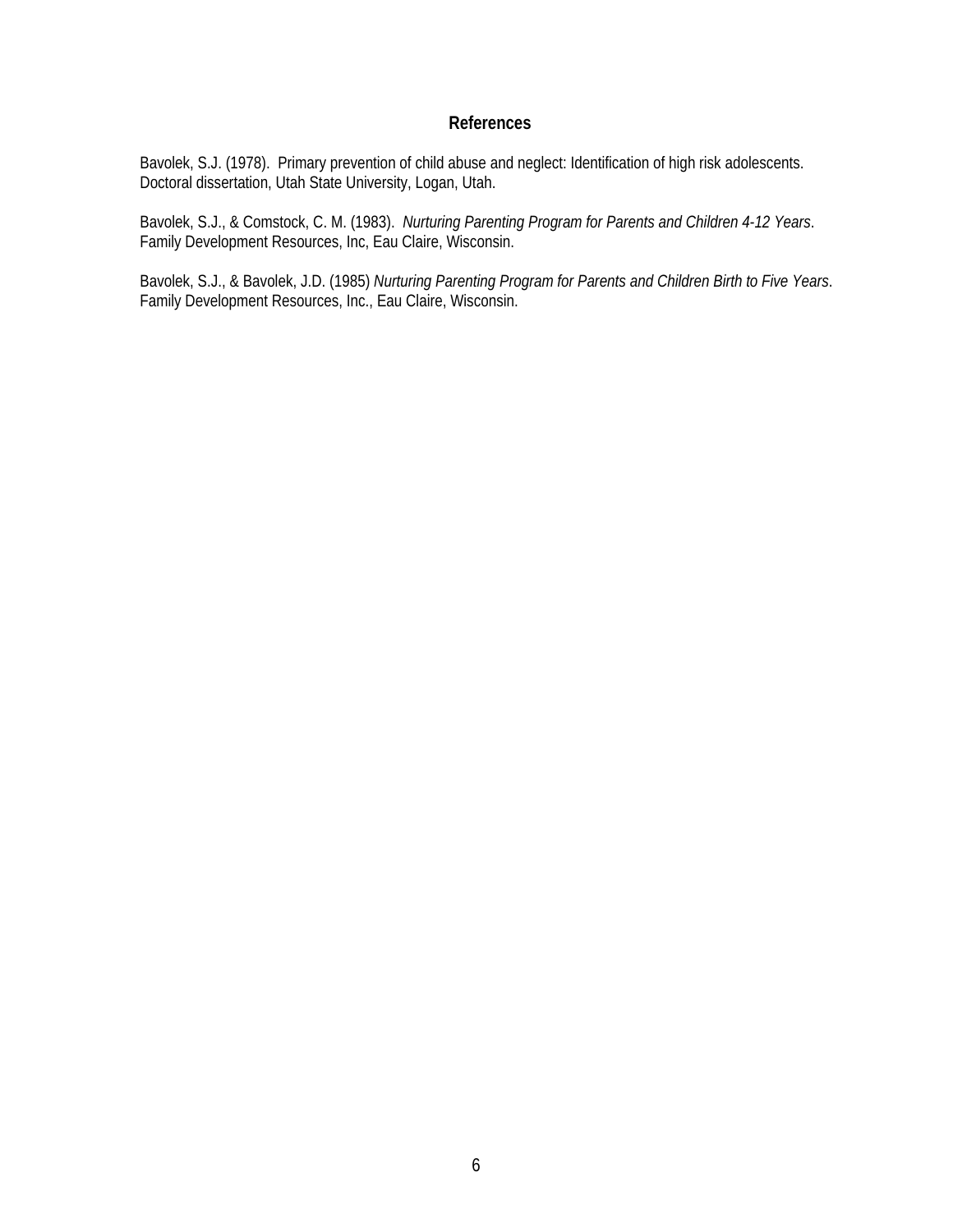## References

Bavolek, S.J. (1978). Primary prevention of child abuse and neglect: Identification of high risk adolescents. Doctoral dissertation, Utah State University, Logan, Utah.

Bavolek, S.J., & Comstock, C. M. (1983). *Nurturing Parenting Program for Parents and Children 4-12 Years*. Family Development Resources, Inc, Eau Claire, Wisconsin.

Bavolek, S.J., & Bavolek, J.D. (1985) *Nurturing Parenting Program for Parents and Children Birth to Five Years*. Family Development Resources, Inc., Eau Claire, Wisconsin.